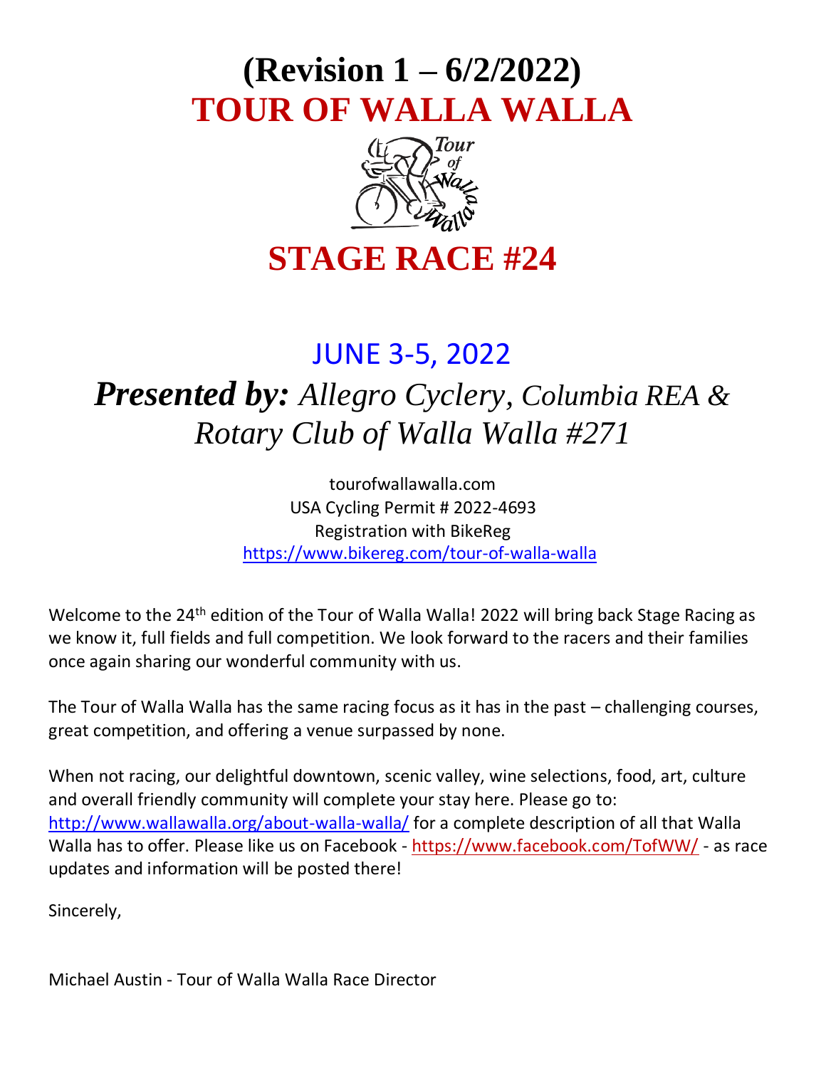# (Revision 1 – 6/2/2022)
# TOUR OF WALLA WALLA

# STAGE RACE #24

## JUNE 3-5, 2022

## *Presented by: Allegro Cyclery, Columbia REA & Rotary Club of Walla Walla #271*

tourofwallawalla.com
USA Cycling Permit # 2022-4693
Registration with BikeReg
https://www.bikereg.com/tour-of-walla-walla

Welcome to the 24th edition of the Tour of Walla Walla! 2022 will bring back Stage Racing as we know it, full fields and full competition. We look forward to the racers and their families once again sharing our wonderful community with us.

The Tour of Walla Walla has the same racing focus as it has in the past – challenging courses, great competition, and offering a venue surpassed by none.

When not racing, our delightful downtown, scenic valley, wine selections, food, art, culture and overall friendly community will complete your stay here. Please go to: http://www.wallawalla.org/about-walla-walla/ for a complete description of all that Walla Walla has to offer. Please like us on Facebook - https://www.facebook.com/TofWW/ - as race updates and information will be posted there!

Sincerely,

Michael Austin - Tour of Walla Walla Race Director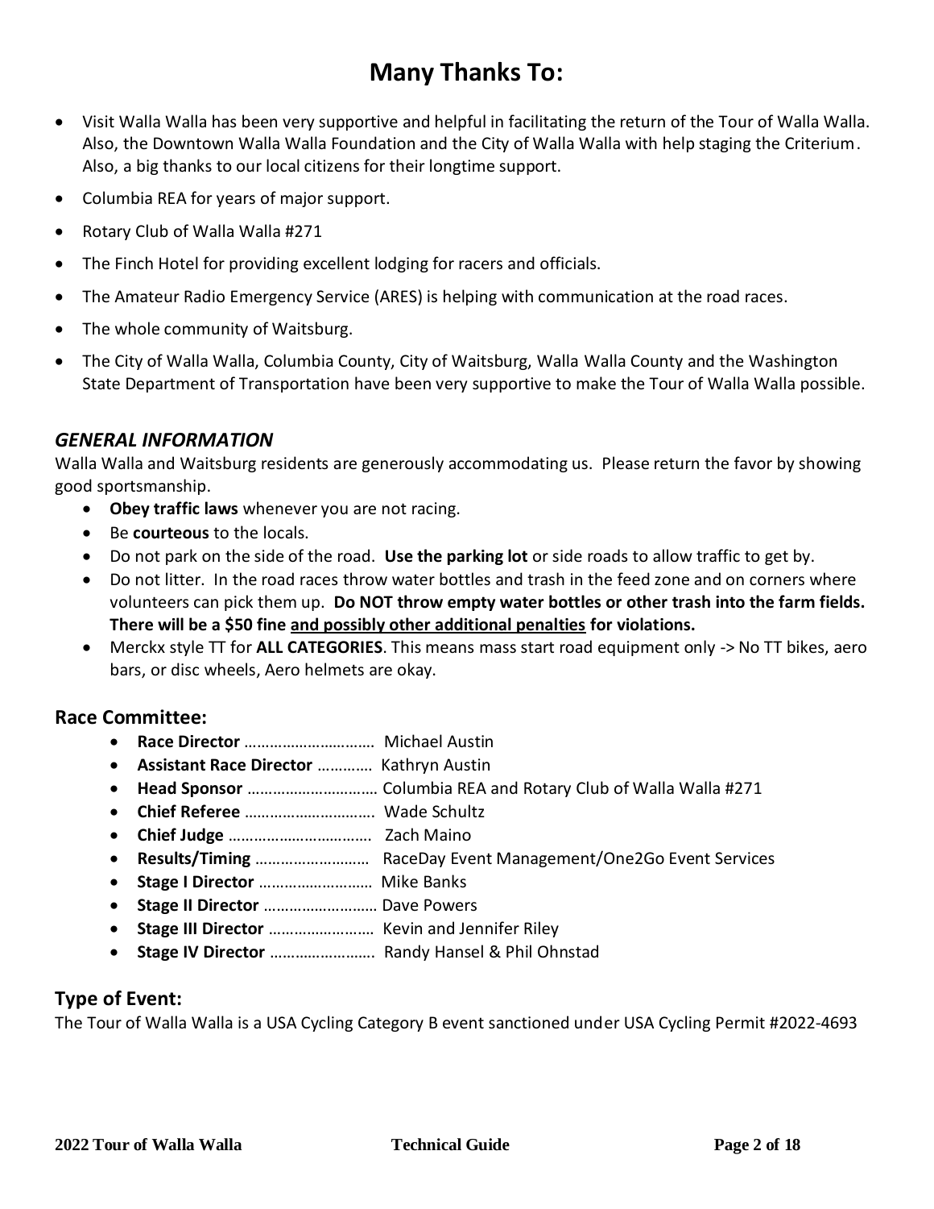# Many Thanks To:

- Visit Walla Walla has been very supportive and helpful in facilitating the return of the Tour of Walla Walla. Also, the Downtown Walla Walla Foundation and the City of Walla Walla with help staging the Criterium. Also, a big thanks to our local citizens for their longtime support.
- Columbia REA for years of major support.
- Rotary Club of Walla Walla #271
- The Finch Hotel for providing excellent lodging for racers and officials.
- The Amateur Radio Emergency Service (ARES) is helping with communication at the road races.
- The whole community of Waitsburg.
- The City of Walla Walla, Columbia County, City of Waitsburg, Walla Walla County and the Washington State Department of Transportation have been very supportive to make the Tour of Walla Walla possible.

## *GENERAL INFORMATION*

Walla Walla and Waitsburg residents are generously accommodating us. Please return the favor by showing good sportsmanship.

- **Obey traffic laws** whenever you are not racing.
- Be **courteous** to the locals.
- Do not park on the side of the road. **Use the parking lot** or side roads to allow traffic to get by.
- Do not litter. In the road races throw water bottles and trash in the feed zone and on corners where volunteers can pick them up. **Do NOT throw empty water bottles or other trash into the farm fields. There will be a $50 fine <u>and possibly other additional penalties</u> for violations.**
- Merckx style TT for **ALL CATEGORIES**. This means mass start road equipment only -> No TT bikes, aero bars, or disc wheels, Aero helmets are okay.

## Race Committee:

- **Race Director** ………………………… Michael Austin
- **Assistant Race Director** …………. Kathryn Austin
- **Head Sponsor** ………………………… Columbia REA and Rotary Club of Walla Walla #271
- **Chief Referee** …………………………. Wade Schultz
- **Chief Judge** ……………………………. Zach Maino
- **Results/Timing** ……………………… RaceDay Event Management/One2Go Event Services
- **Stage I Director** ……………………… Mike Banks
- **Stage II Director** ……………………… Dave Powers
- **Stage III Director** …………………… Kevin and Jennifer Riley
- **Stage IV Director** ……………………. Randy Hansel & Phil Ohnstad

## Type of Event:

The Tour of Walla Walla is a USA Cycling Category B event sanctioned under USA Cycling Permit #2022-4693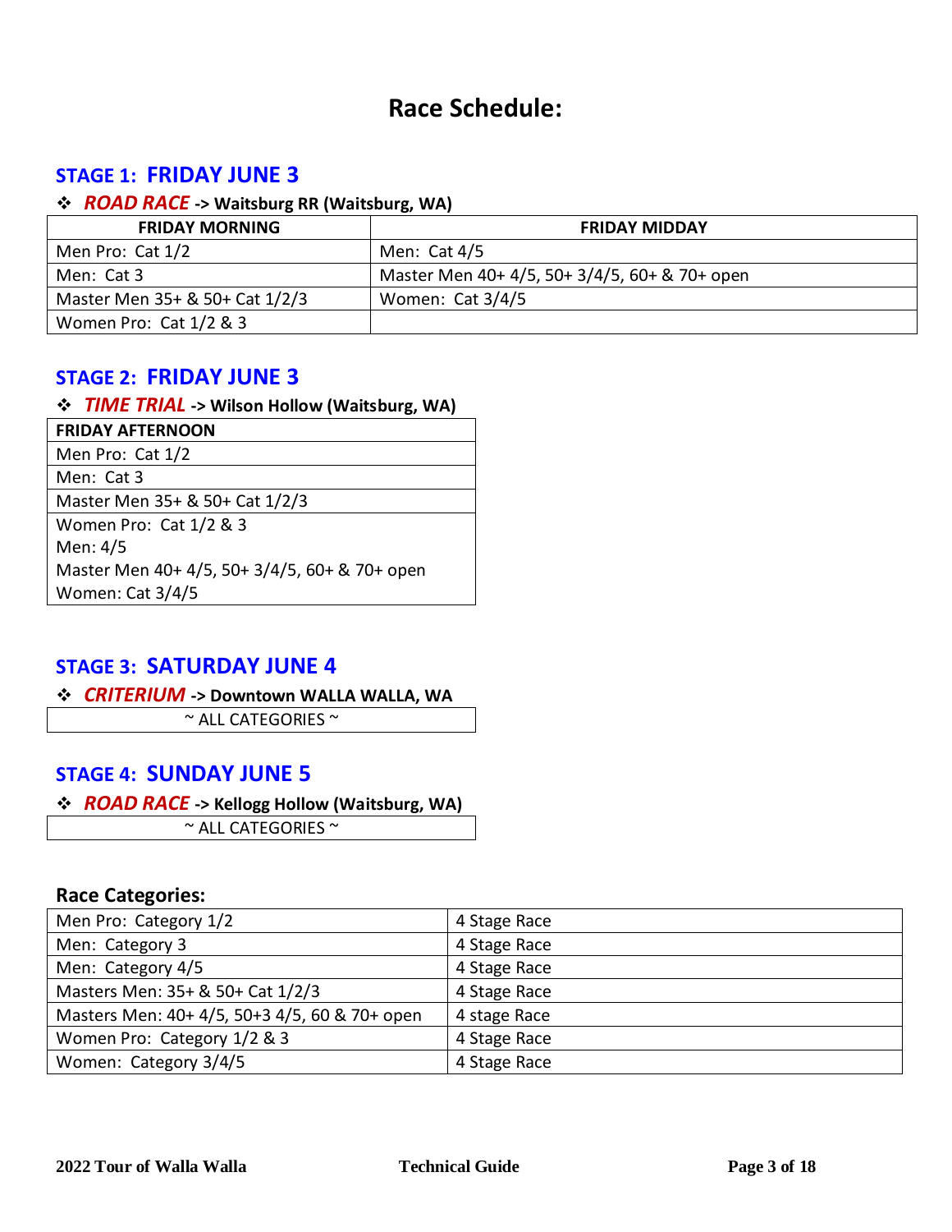# Race Schedule:

## STAGE 1: FRIDAY JUNE 3

- ***ROAD RACE*** **-> Waitsburg RR (Waitsburg, WA)**

| FRIDAY MORNING | FRIDAY MIDDAY |
|---|---|
| Men Pro: Cat 1/2 | Men: Cat 4/5 |
| Men: Cat 3 | Master Men 40+ 4/5, 50+ 3/4/5, 60+ & 70+ open |
| Master Men 35+ & 50+ Cat 1/2/3 | Women: Cat 3/4/5 |
| Women Pro: Cat 1/2 & 3 | |

## STAGE 2: FRIDAY JUNE 3

- ***TIME TRIAL*** **-> Wilson Hollow (Waitsburg, WA)**

| FRIDAY AFTERNOON |
|---|
| Men Pro: Cat 1/2 |
| Men: Cat 3 |
| Master Men 35+ & 50+ Cat 1/2/3 |
| Women Pro: Cat 1/2 & 3<br>Men: 4/5<br>Master Men 40+ 4/5, 50+ 3/4/5, 60+ & 70+ open<br>Women: Cat 3/4/5 |

## STAGE 3: SATURDAY JUNE 4

- ***CRITERIUM*** **-> Downtown WALLA WALLA, WA**

| ~ ALL CATEGORIES ~ |
|---|

## STAGE 4: SUNDAY JUNE 5

- ***ROAD RACE*** **-> Kellogg Hollow (Waitsburg, WA)**

| ~ ALL CATEGORIES ~ |
|---|

### Race Categories:

| | |
|---|---|
| Men Pro: Category 1/2 | 4 Stage Race |
| Men: Category 3 | 4 Stage Race |
| Men: Category 4/5 | 4 Stage Race |
| Masters Men: 35+ & 50+ Cat 1/2/3 | 4 Stage Race |
| Masters Men: 40+ 4/5, 50+3 4/5, 60 & 70+ open | 4 stage Race |
| Women Pro: Category 1/2 & 3 | 4 Stage Race |
| Women: Category 3/4/5 | 4 Stage Race |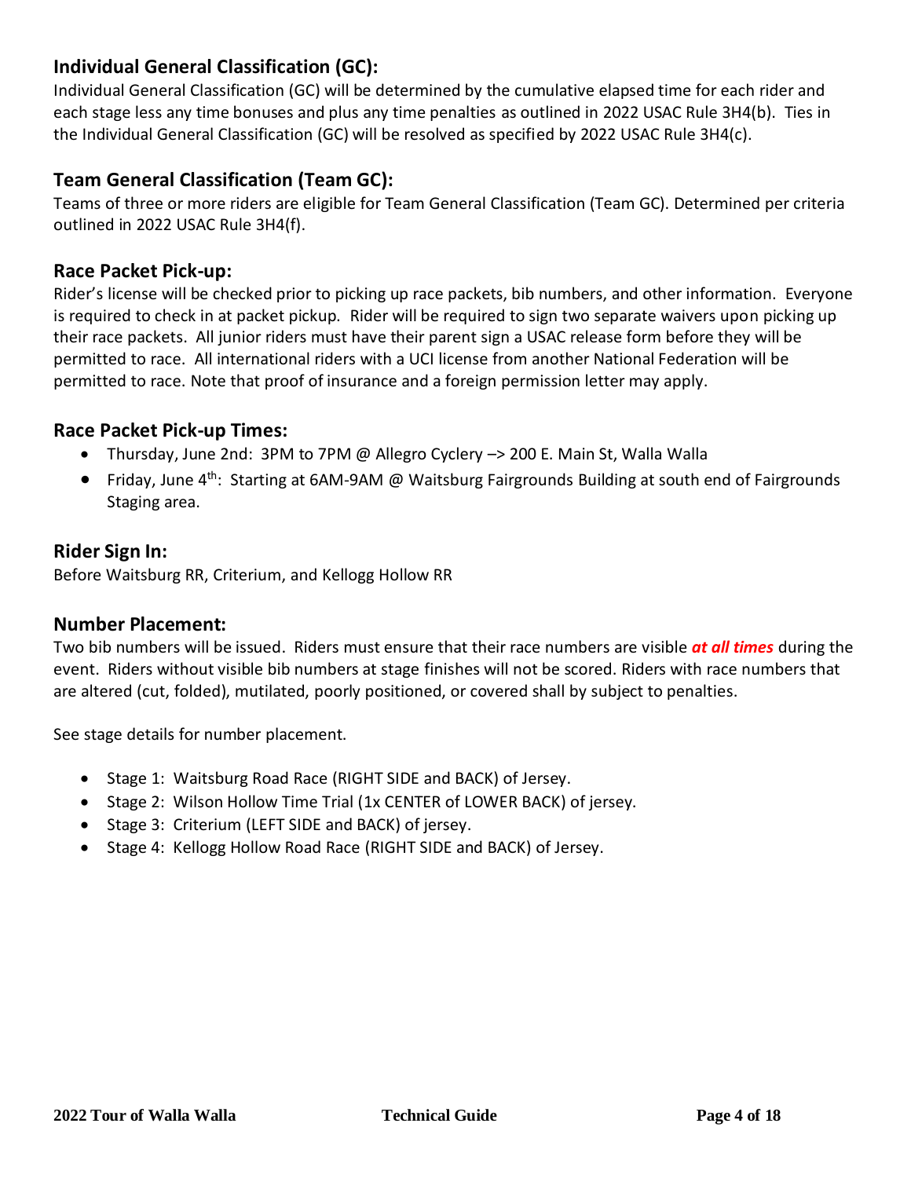## Individual General Classification (GC):

Individual General Classification (GC) will be determined by the cumulative elapsed time for each rider and each stage less any time bonuses and plus any time penalties as outlined in 2022 USAC Rule 3H4(b). Ties in the Individual General Classification (GC) will be resolved as specified by 2022 USAC Rule 3H4(c).

## Team General Classification (Team GC):

Teams of three or more riders are eligible for Team General Classification (Team GC). Determined per criteria outlined in 2022 USAC Rule 3H4(f).

## Race Packet Pick-up:

Rider's license will be checked prior to picking up race packets, bib numbers, and other information. Everyone is required to check in at packet pickup. Rider will be required to sign two separate waivers upon picking up their race packets. All junior riders must have their parent sign a USAC release form before they will be permitted to race. All international riders with a UCI license from another National Federation will be permitted to race. Note that proof of insurance and a foreign permission letter may apply.

## Race Packet Pick-up Times:

- Thursday, June 2nd: 3PM to 7PM @ Allegro Cyclery –> 200 E. Main St, Walla Walla
- Friday, June 4th: Starting at 6AM-9AM @ Waitsburg Fairgrounds Building at south end of Fairgrounds Staging area.

## Rider Sign In:

Before Waitsburg RR, Criterium, and Kellogg Hollow RR

## Number Placement:

Two bib numbers will be issued. Riders must ensure that their race numbers are visible ***at all times*** during the event. Riders without visible bib numbers at stage finishes will not be scored. Riders with race numbers that are altered (cut, folded), mutilated, poorly positioned, or covered shall by subject to penalties.

See stage details for number placement.

- Stage 1: Waitsburg Road Race (RIGHT SIDE and BACK) of Jersey.
- Stage 2: Wilson Hollow Time Trial (1x CENTER of LOWER BACK) of jersey.
- Stage 3: Criterium (LEFT SIDE and BACK) of jersey.
- Stage 4: Kellogg Hollow Road Race (RIGHT SIDE and BACK) of Jersey.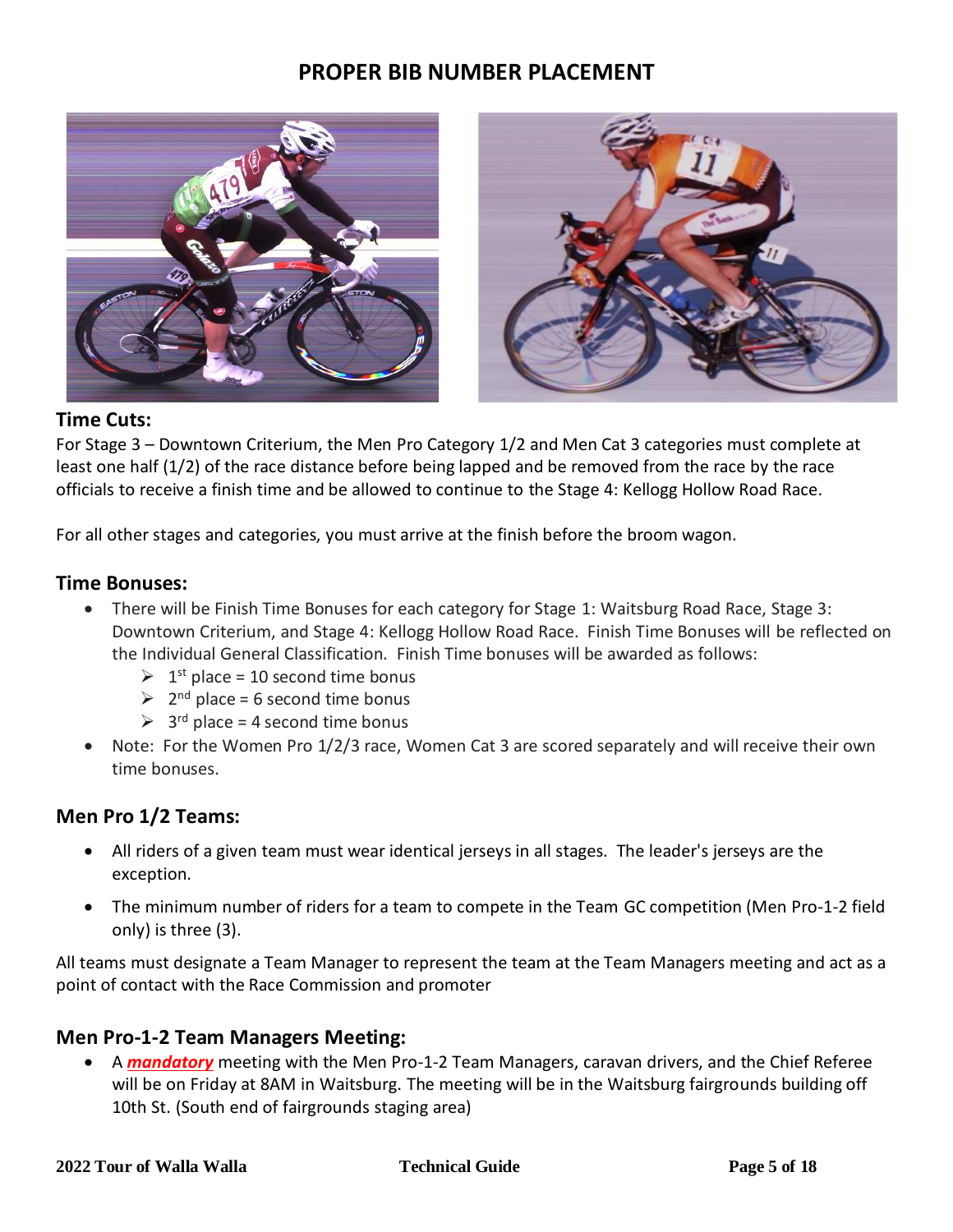# PROPER BIB NUMBER PLACEMENT

## Time Cuts:

For Stage 3 – Downtown Criterium, the Men Pro Category 1/2 and Men Cat 3 categories must complete at least one half (1/2) of the race distance before being lapped and be removed from the race by the race officials to receive a finish time and be allowed to continue to the Stage 4: Kellogg Hollow Road Race.

For all other stages and categories, you must arrive at the finish before the broom wagon.

## Time Bonuses:

- There will be Finish Time Bonuses for each category for Stage 1: Waitsburg Road Race, Stage 3: Downtown Criterium, and Stage 4: Kellogg Hollow Road Race. Finish Time Bonuses will be reflected on the Individual General Classification. Finish Time bonuses will be awarded as follows:
  - 1st place = 10 second time bonus
  - 2nd place = 6 second time bonus
  - 3rd place = 4 second time bonus
- Note: For the Women Pro 1/2/3 race, Women Cat 3 are scored separately and will receive their own time bonuses.

## Men Pro 1/2 Teams:

- All riders of a given team must wear identical jerseys in all stages. The leader's jerseys are the exception.
- The minimum number of riders for a team to compete in the Team GC competition (Men Pro-1-2 field only) is three (3).

All teams must designate a Team Manager to represent the team at the Team Managers meeting and act as a point of contact with the Race Commission and promoter

## Men Pro-1-2 Team Managers Meeting:

- A ***mandatory*** meeting with the Men Pro-1-2 Team Managers, caravan drivers, and the Chief Referee will be on Friday at 8AM in Waitsburg. The meeting will be in the Waitsburg fairgrounds building off 10th St. (South end of fairgrounds staging area)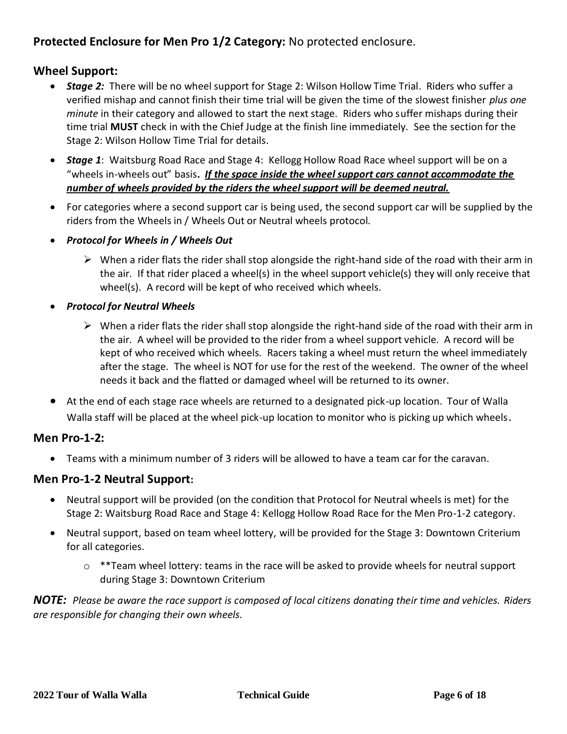**Protected Enclosure for Men Pro 1/2 Category:** No protected enclosure.

## Wheel Support:

- ***Stage 2:*** There will be no wheel support for Stage 2: Wilson Hollow Time Trial. Riders who suffer a verified mishap and cannot finish their time trial will be given the time of the slowest finisher *plus one minute* in their category and allowed to start the next stage. Riders who suffer mishaps during their time trial **MUST** check in with the Chief Judge at the finish line immediately. See the section for the Stage 2: Wilson Hollow Time Trial for details.
- ***Stage 1***: Waitsburg Road Race and Stage 4: Kellogg Hollow Road Race wheel support will be on a "wheels in-wheels out" basis**.** ***If the space inside the wheel support cars cannot accommodate the number of wheels provided by the riders the wheel support will be deemed neutral.***
- For categories where a second support car is being used, the second support car will be supplied by the riders from the Wheels in / Wheels Out or Neutral wheels protocol.
- ***Protocol for Wheels in / Wheels Out***
    - When a rider flats the rider shall stop alongside the right-hand side of the road with their arm in the air. If that rider placed a wheel(s) in the wheel support vehicle(s) they will only receive that wheel(s). A record will be kept of who received which wheels.
- ***Protocol for Neutral Wheels***
    - When a rider flats the rider shall stop alongside the right-hand side of the road with their arm in the air. A wheel will be provided to the rider from a wheel support vehicle. A record will be kept of who received which wheels. Racers taking a wheel must return the wheel immediately after the stage. The wheel is NOT for use for the rest of the weekend. The owner of the wheel needs it back and the flatted or damaged wheel will be returned to its owner.
- At the end of each stage race wheels are returned to a designated pick-up location. Tour of Walla Walla staff will be placed at the wheel pick-up location to monitor who is picking up which wheels.

## Men Pro-1-2:

- Teams with a minimum number of 3 riders will be allowed to have a team car for the caravan.

## Men Pro-1-2 Neutral Support:

- Neutral support will be provided (on the condition that Protocol for Neutral wheels is met) for the Stage 2: Waitsburg Road Race and Stage 4: Kellogg Hollow Road Race for the Men Pro-1-2 category.
- Neutral support, based on team wheel lottery, will be provided for the Stage 3: Downtown Criterium for all categories.
    - **Team wheel lottery: teams in the race will be asked to provide wheels for neutral support during Stage 3: Downtown Criterium

***NOTE:*** *Please be aware the race support is composed of local citizens donating their time and vehicles. Riders are responsible for changing their own wheels.*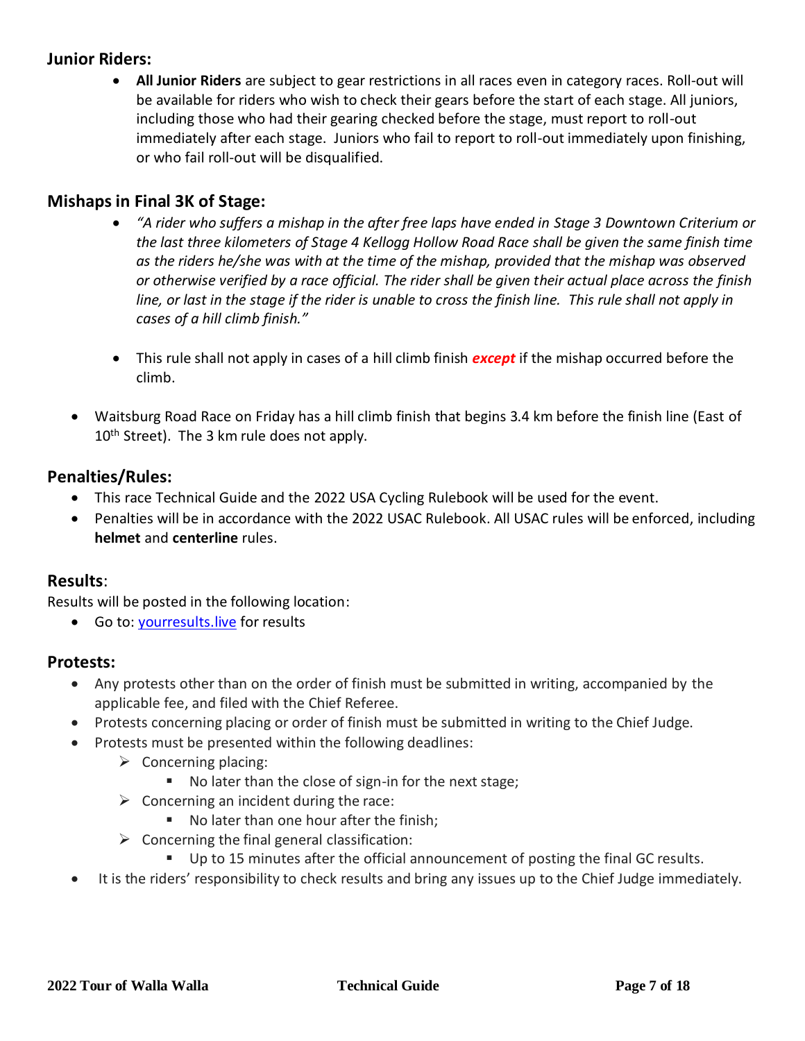### Junior Riders:

- **All Junior Riders** are subject to gear restrictions in all races even in category races. Roll-out will be available for riders who wish to check their gears before the start of each stage. All juniors, including those who had their gearing checked before the stage, must report to roll-out immediately after each stage. Juniors who fail to report to roll-out immediately upon finishing, or who fail roll-out will be disqualified.

### Mishaps in Final 3K of Stage:

- *"A rider who suffers a mishap in the after free laps have ended in Stage 3 Downtown Criterium or the last three kilometers of Stage 4 Kellogg Hollow Road Race shall be given the same finish time as the riders he/she was with at the time of the mishap, provided that the mishap was observed or otherwise verified by a race official. The rider shall be given their actual place across the finish line, or last in the stage if the rider is unable to cross the finish line. This rule shall not apply in cases of a hill climb finish."*

- This rule shall not apply in cases of a hill climb finish ***except*** if the mishap occurred before the climb.

- Waitsburg Road Race on Friday has a hill climb finish that begins 3.4 km before the finish line (East of 10th Street). The 3 km rule does not apply.

### Penalties/Rules:

- This race Technical Guide and the 2022 USA Cycling Rulebook will be used for the event.
- Penalties will be in accordance with the 2022 USAC Rulebook. All USAC rules will be enforced, including **helmet** and **centerline** rules.

### Results:

Results will be posted in the following location:

- Go to: yourresults.live for results

### Protests:

- Any protests other than on the order of finish must be submitted in writing, accompanied by the applicable fee, and filed with the Chief Referee.
- Protests concerning placing or order of finish must be submitted in writing to the Chief Judge.
- Protests must be presented within the following deadlines:
  - Concerning placing:
    - No later than the close of sign-in for the next stage;
  - Concerning an incident during the race:
    - No later than one hour after the finish;
  - Concerning the final general classification:
    - Up to 15 minutes after the official announcement of posting the final GC results.
- It is the riders' responsibility to check results and bring any issues up to the Chief Judge immediately.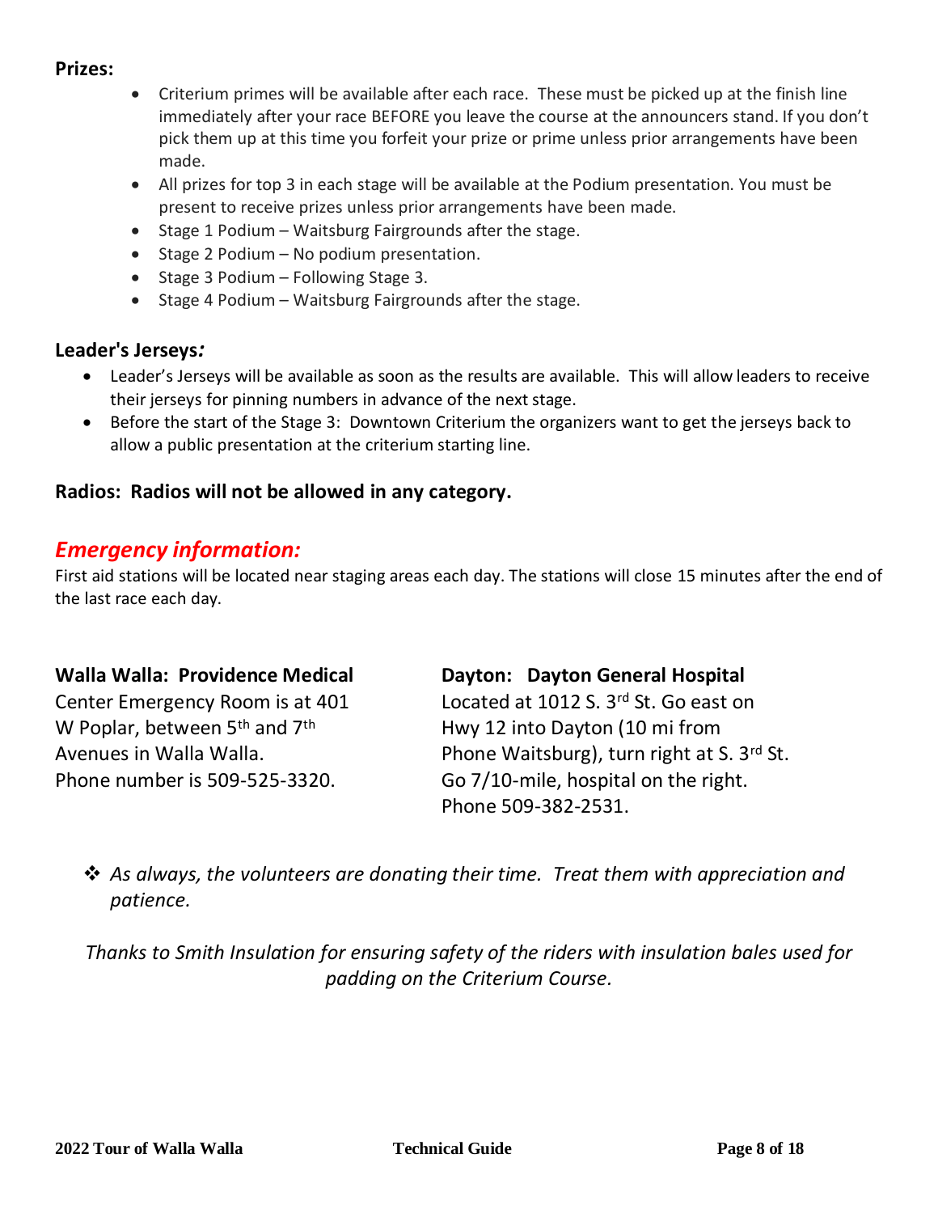**Prizes:**

- Criterium primes will be available after each race. These must be picked up at the finish line immediately after your race BEFORE you leave the course at the announcers stand. If you don't pick them up at this time you forfeit your prize or prime unless prior arrangements have been made.
- All prizes for top 3 in each stage will be available at the Podium presentation. You must be present to receive prizes unless prior arrangements have been made.
- Stage 1 Podium – Waitsburg Fairgrounds after the stage.
- Stage 2 Podium – No podium presentation.
- Stage 3 Podium – Following Stage 3.
- Stage 4 Podium – Waitsburg Fairgrounds after the stage.

**Leader's Jerseys*:***

- Leader's Jerseys will be available as soon as the results are available. This will allow leaders to receive their jerseys for pinning numbers in advance of the next stage.
- Before the start of the Stage 3: Downtown Criterium the organizers want to get the jerseys back to allow a public presentation at the criterium starting line.

**Radios: Radios will not be allowed in any category.**

## *Emergency information:*

First aid stations will be located near staging areas each day. The stations will close 15 minutes after the end of the last race each day.

**Walla Walla: Providence Medical** Center Emergency Room is at 401 W Poplar, between 5th and 7th Avenues in Walla Walla. Phone number is 509-525-3320.

**Dayton: Dayton General Hospital** Located at 1012 S. 3rd St. Go east on Hwy 12 into Dayton (10 mi from Phone Waitsburg), turn right at S. 3rd St. Go 7/10-mile, hospital on the right. Phone 509-382-2531.

- *As always, the volunteers are donating their time. Treat them with appreciation and patience.*

*Thanks to Smith Insulation for ensuring safety of the riders with insulation bales used for padding on the Criterium Course.*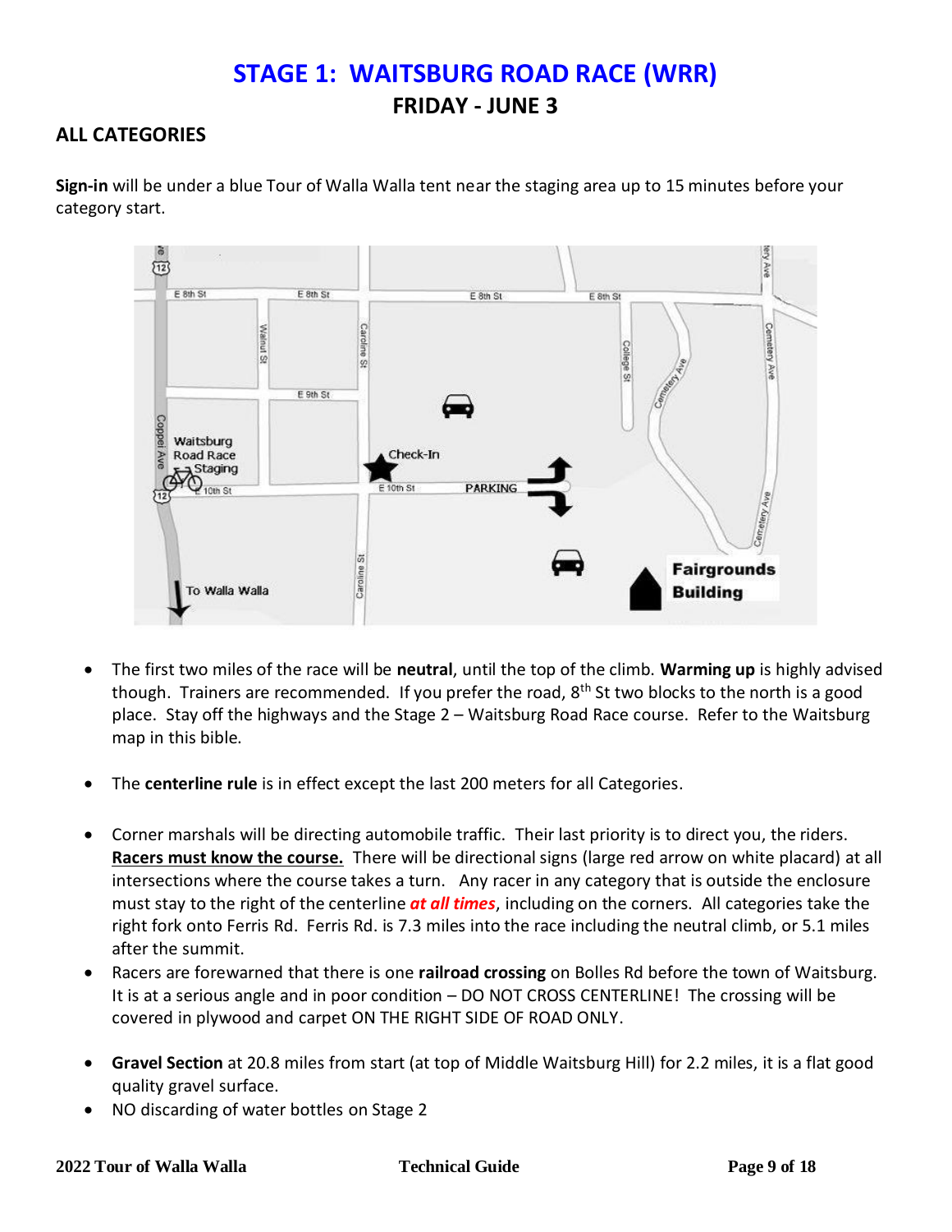# STAGE 1: WAITSBURG ROAD RACE (WRR)

## FRIDAY - JUNE 3

### ALL CATEGORIES

**Sign-in** will be under a blue Tour of Walla Walla tent near the staging area up to 15 minutes before your category start.

- The first two miles of the race will be **neutral**, until the top of the climb. **Warming up** is highly advised though. Trainers are recommended. If you prefer the road, 8th St two blocks to the north is a good place. Stay off the highways and the Stage 2 – Waitsburg Road Race course. Refer to the Waitsburg map in this bible.
- The **centerline rule** is in effect except the last 200 meters for all Categories.
- Corner marshals will be directing automobile traffic. Their last priority is to direct you, the riders. **Racers must know the course.** There will be directional signs (large red arrow on white placard) at all intersections where the course takes a turn. Any racer in any category that is outside the enclosure must stay to the right of the centerline ***at all times***, including on the corners. All categories take the right fork onto Ferris Rd. Ferris Rd. is 7.3 miles into the race including the neutral climb, or 5.1 miles after the summit.
- Racers are forewarned that there is one **railroad crossing** on Bolles Rd before the town of Waitsburg. It is at a serious angle and in poor condition – DO NOT CROSS CENTERLINE! The crossing will be covered in plywood and carpet ON THE RIGHT SIDE OF ROAD ONLY.
- **Gravel Section** at 20.8 miles from start (at top of Middle Waitsburg Hill) for 2.2 miles, it is a flat good quality gravel surface.
- NO discarding of water bottles on Stage 2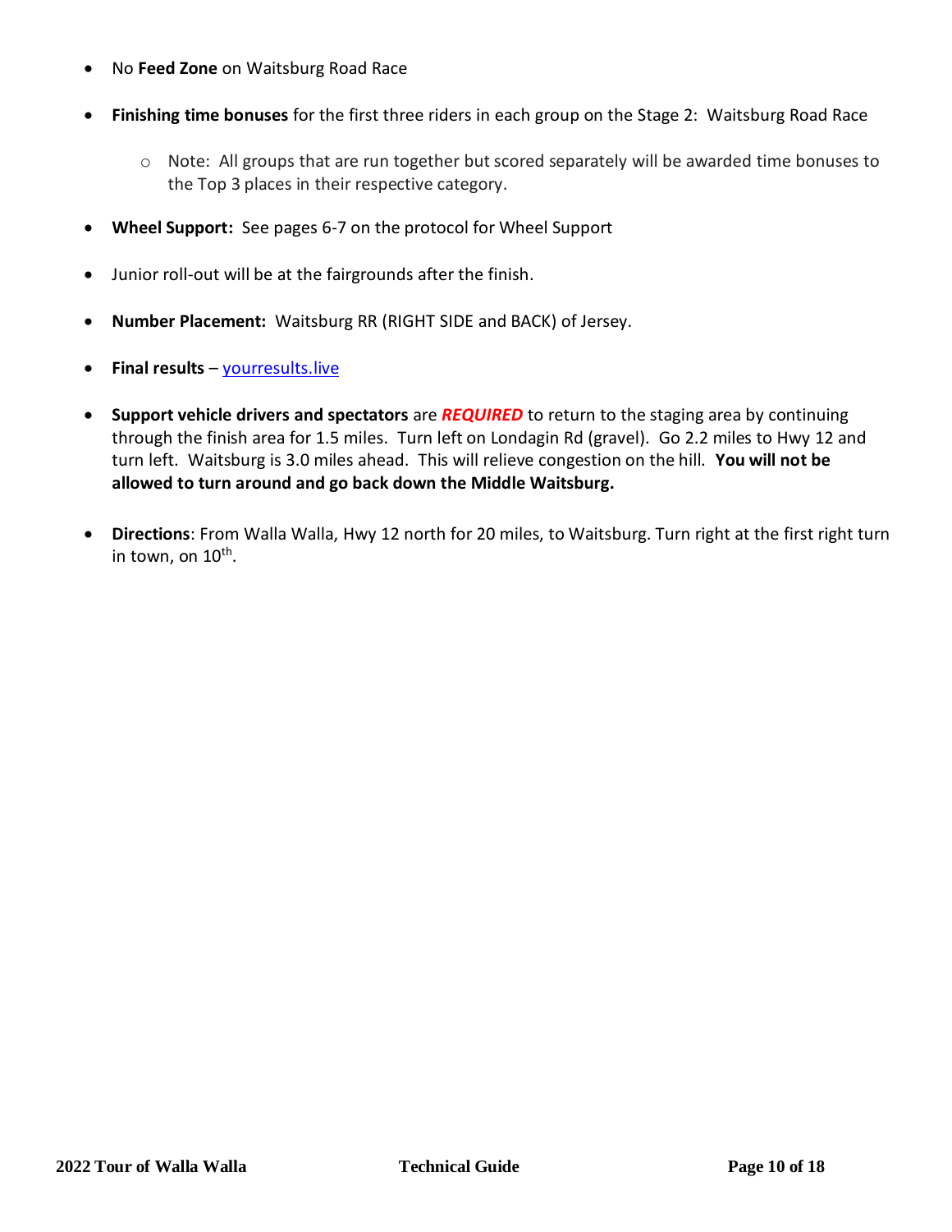- No **Feed Zone** on Waitsburg Road Race
- **Finishing time bonuses** for the first three riders in each group on the Stage 2: Waitsburg Road Race
    - Note: All groups that are run together but scored separately will be awarded time bonuses to the Top 3 places in their respective category.
- **Wheel Support:** See pages 6-7 on the protocol for Wheel Support
- Junior roll-out will be at the fairgrounds after the finish.
- **Number Placement:** Waitsburg RR (RIGHT SIDE and BACK) of Jersey.
- **Final results** – [yourresults.live](yourresults.live)
- **Support vehicle drivers and spectators** are ***REQUIRED*** to return to the staging area by continuing through the finish area for 1.5 miles. Turn left on Londagin Rd (gravel). Go 2.2 miles to Hwy 12 and turn left. Waitsburg is 3.0 miles ahead. This will relieve congestion on the hill. **You will not be allowed to turn around and go back down the Middle Waitsburg.**
- **Directions**: From Walla Walla, Hwy 12 north for 20 miles, to Waitsburg. Turn right at the first right turn in town, on 10th.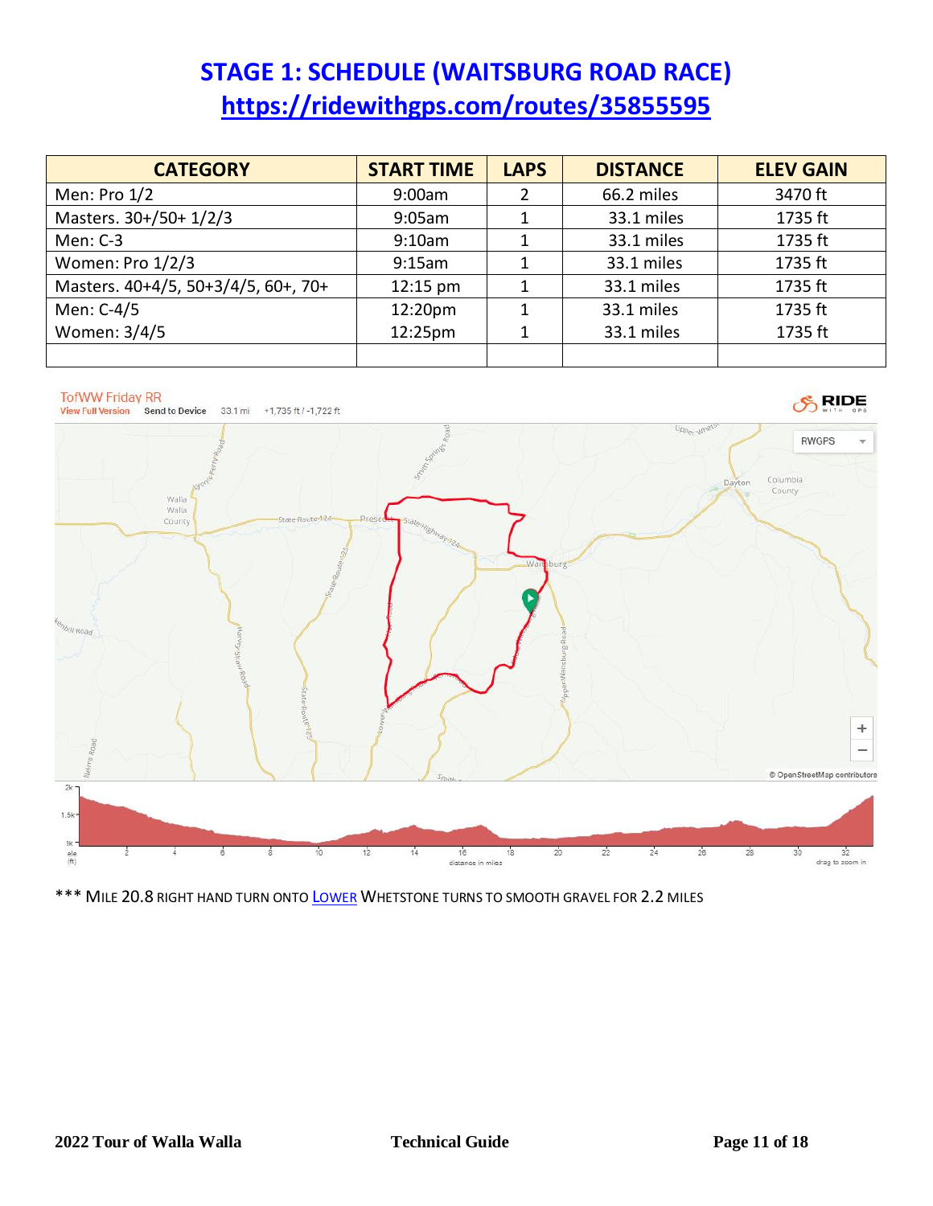# STAGE 1: SCHEDULE (WAITSBURG ROAD RACE)

## https://ridewithgps.com/routes/35855595

| CATEGORY | START TIME | LAPS | DISTANCE | ELEV GAIN |
|---|---|---|---|---|
| Men: Pro 1/2 | 9:00am | 2 | 66.2 miles | 3470 ft |
| Masters. 30+/50+ 1/2/3 | 9:05am | 1 | 33.1 miles | 1735 ft |
| Men: C-3 | 9:10am | 1 | 33.1 miles | 1735 ft |
| Women: Pro 1/2/3 | 9:15am | 1 | 33.1 miles | 1735 ft |
| Masters. 40+4/5, 50+3/4/5, 60+, 70+ | 12:15 pm | 1 | 33.1 miles | 1735 ft |
| Men: C-4/5 | 12:20pm | 1 | 33.1 miles | 1735 ft |
| Women: 3/4/5 | 12:25pm | 1 | 33.1 miles | 1735 ft |
| | | | | |

*** MILE 20.8 RIGHT HAND TURN ONTO LOWER WHETSTONE TURNS TO SMOOTH GRAVEL FOR 2.2 MILES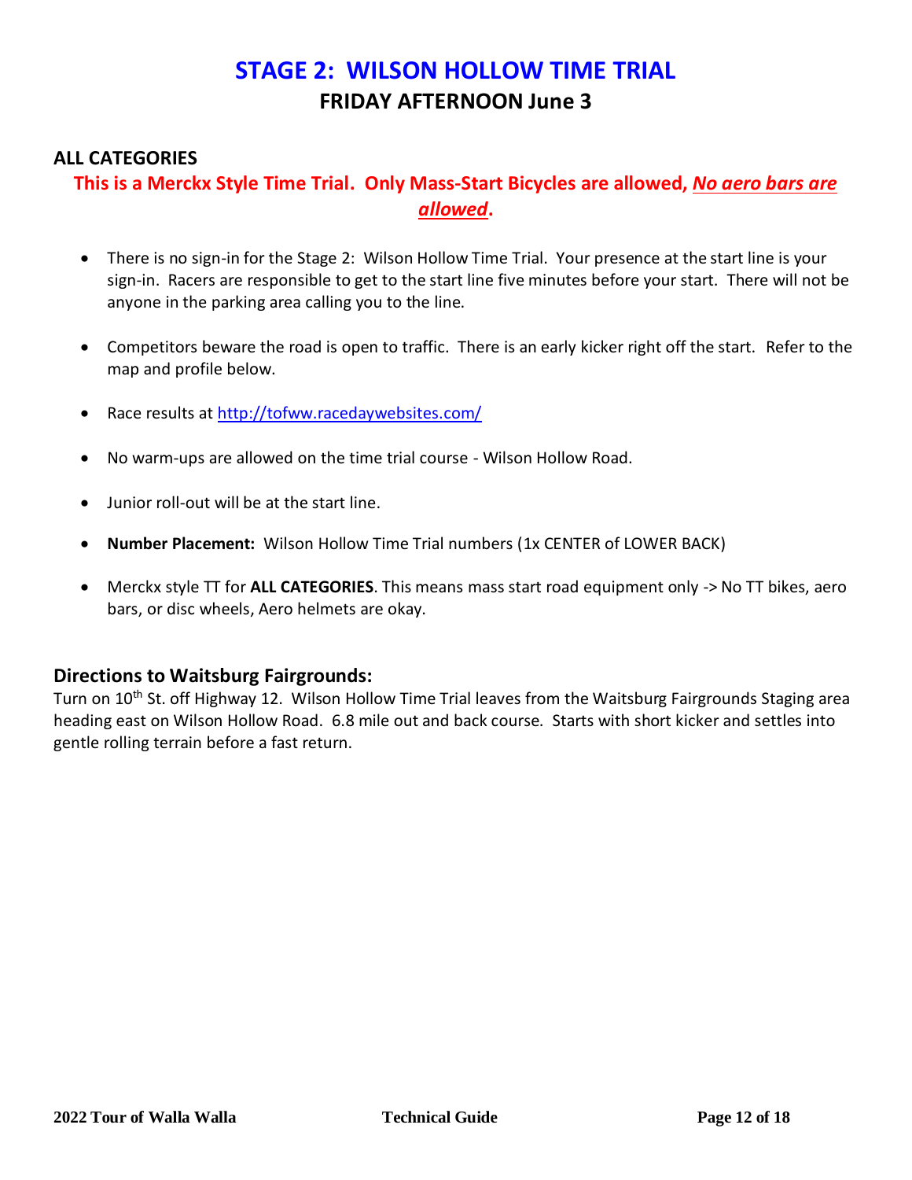# STAGE 2: WILSON HOLLOW TIME TRIAL

## FRIDAY AFTERNOON June 3

### ALL CATEGORIES

**This is a Merckx Style Time Trial. Only Mass-Start Bicycles are allowed, *No aero bars are allowed*.**

- There is no sign-in for the Stage 2: Wilson Hollow Time Trial. Your presence at the start line is your sign-in. Racers are responsible to get to the start line five minutes before your start. There will not be anyone in the parking area calling you to the line.
- Competitors beware the road is open to traffic. There is an early kicker right off the start. Refer to the map and profile below.
- Race results at http://tofww.racedaywebsites.com/
- No warm-ups are allowed on the time trial course - Wilson Hollow Road.
- Junior roll-out will be at the start line.
- **Number Placement:** Wilson Hollow Time Trial numbers (1x CENTER of LOWER BACK)
- Merckx style TT for **ALL CATEGORIES**. This means mass start road equipment only -> No TT bikes, aero bars, or disc wheels, Aero helmets are okay.

### Directions to Waitsburg Fairgrounds:

Turn on 10th St. off Highway 12. Wilson Hollow Time Trial leaves from the Waitsburg Fairgrounds Staging area heading east on Wilson Hollow Road. 6.8 mile out and back course. Starts with short kicker and settles into gentle rolling terrain before a fast return.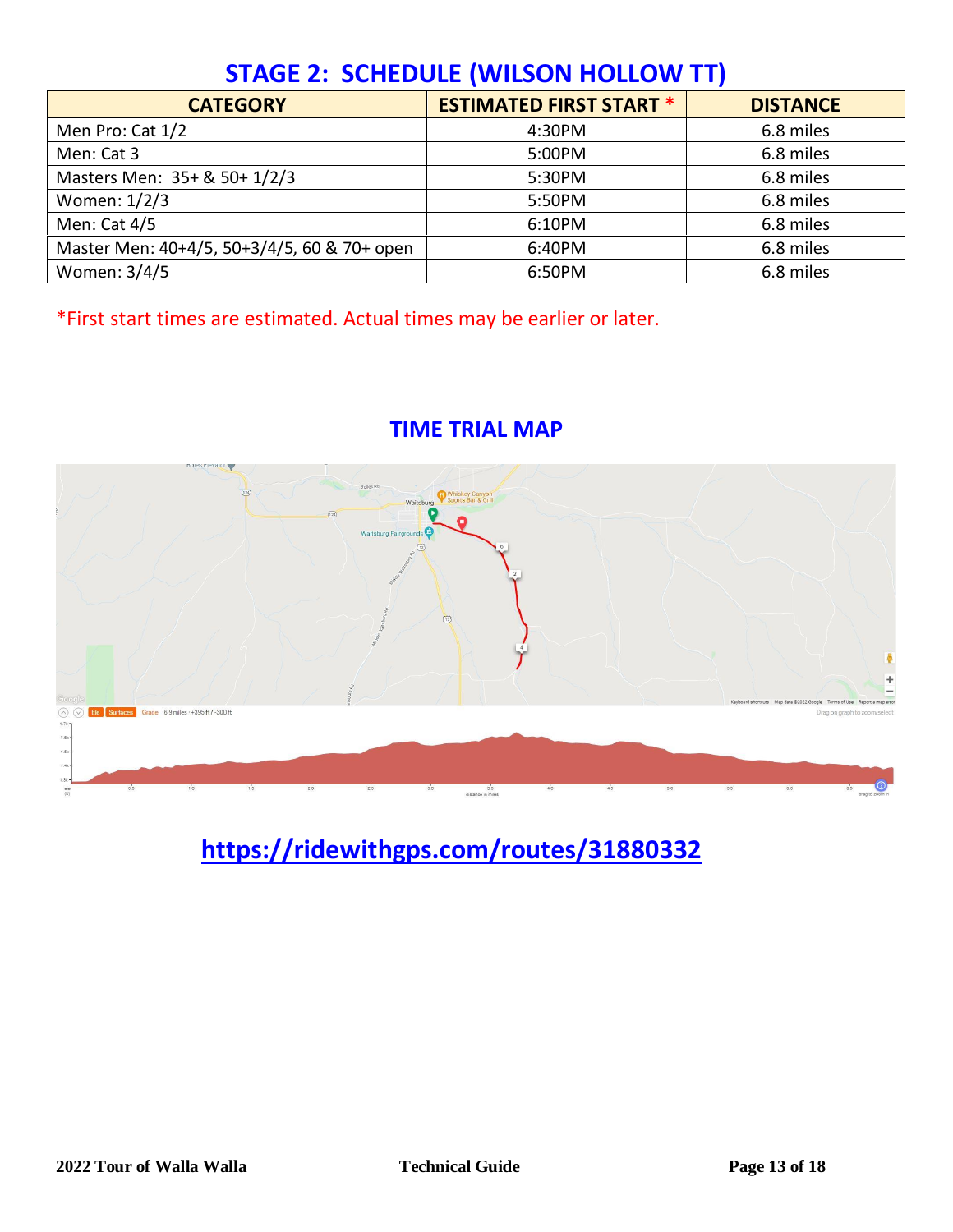## STAGE 2: SCHEDULE (WILSON HOLLOW TT)

| CATEGORY | ESTIMATED FIRST START * | DISTANCE |
|---|---|---|
| Men Pro: Cat 1/2 | 4:30PM | 6.8 miles |
| Men: Cat 3 | 5:00PM | 6.8 miles |
| Masters Men: 35+ & 50+ 1/2/3 | 5:30PM | 6.8 miles |
| Women: 1/2/3 | 5:50PM | 6.8 miles |
| Men: Cat 4/5 | 6:10PM | 6.8 miles |
| Master Men: 40+4/5, 50+3/4/5, 60 & 70+ open | 6:40PM | 6.8 miles |
| Women: 3/4/5 | 6:50PM | 6.8 miles |

*First start times are estimated. Actual times may be earlier or later.

## TIME TRIAL MAP

**https://ridewithgps.com/routes/31880332**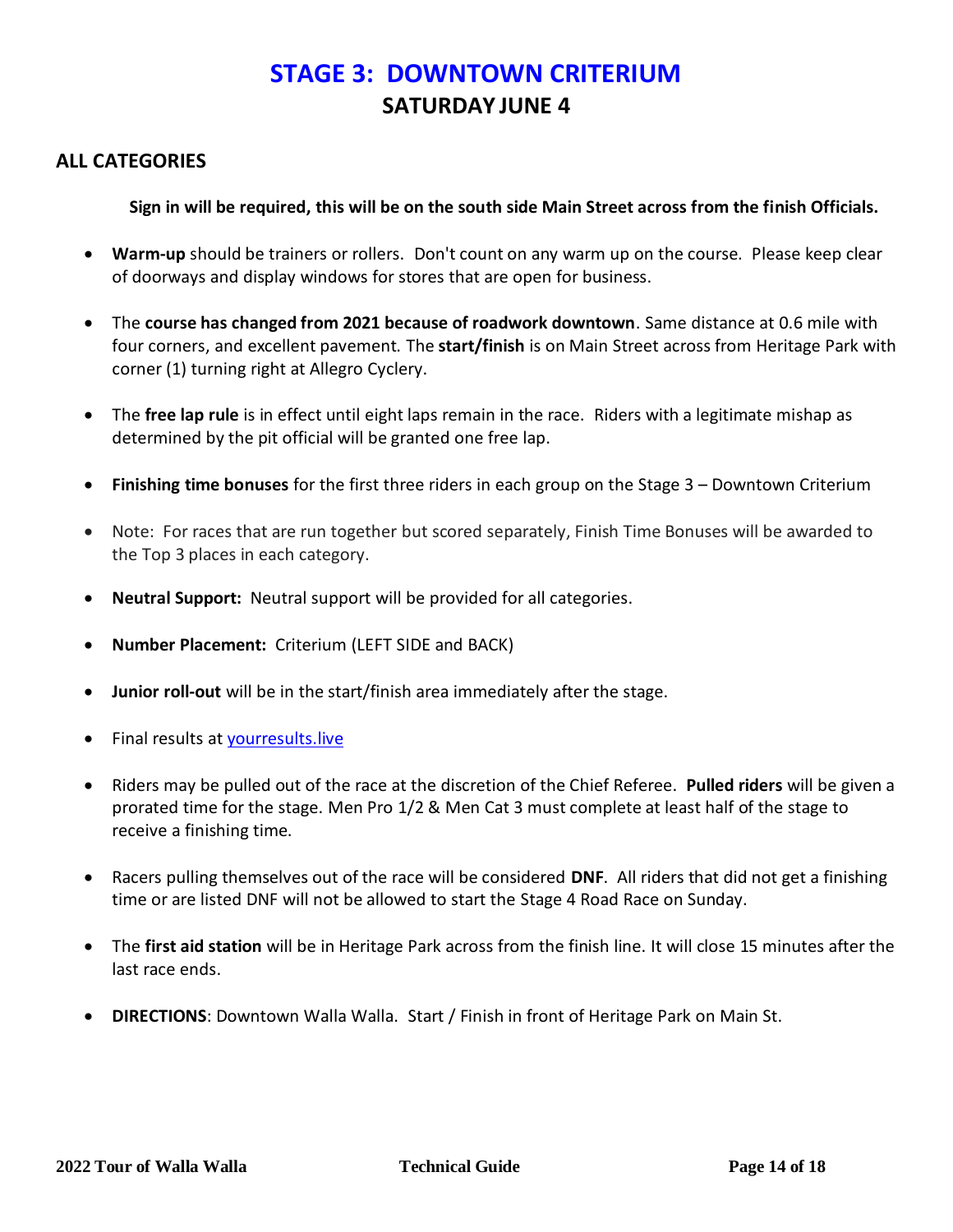# STAGE 3: DOWNTOWN CRITERIUM

## SATURDAY JUNE 4

### ALL CATEGORIES

**Sign in will be required, this will be on the south side Main Street across from the finish Officials.**

- **Warm-up** should be trainers or rollers. Don't count on any warm up on the course. Please keep clear of doorways and display windows for stores that are open for business.
- The **course has changed from 2021 because of roadwork downtown**. Same distance at 0.6 mile with four corners, and excellent pavement. The **start/finish** is on Main Street across from Heritage Park with corner (1) turning right at Allegro Cyclery.
- The **free lap rule** is in effect until eight laps remain in the race. Riders with a legitimate mishap as determined by the pit official will be granted one free lap.
- **Finishing time bonuses** for the first three riders in each group on the Stage 3 – Downtown Criterium
- Note: For races that are run together but scored separately, Finish Time Bonuses will be awarded to the Top 3 places in each category.
- **Neutral Support:** Neutral support will be provided for all categories.
- **Number Placement:** Criterium (LEFT SIDE and BACK)
- **Junior roll-out** will be in the start/finish area immediately after the stage.
- Final results at [yourresults.live](yourresults.live)
- Riders may be pulled out of the race at the discretion of the Chief Referee. **Pulled riders** will be given a prorated time for the stage. Men Pro 1/2 & Men Cat 3 must complete at least half of the stage to receive a finishing time.
- Racers pulling themselves out of the race will be considered **DNF**. All riders that did not get a finishing time or are listed DNF will not be allowed to start the Stage 4 Road Race on Sunday.
- The **first aid station** will be in Heritage Park across from the finish line. It will close 15 minutes after the last race ends.
- **DIRECTIONS**: Downtown Walla Walla. Start / Finish in front of Heritage Park on Main St.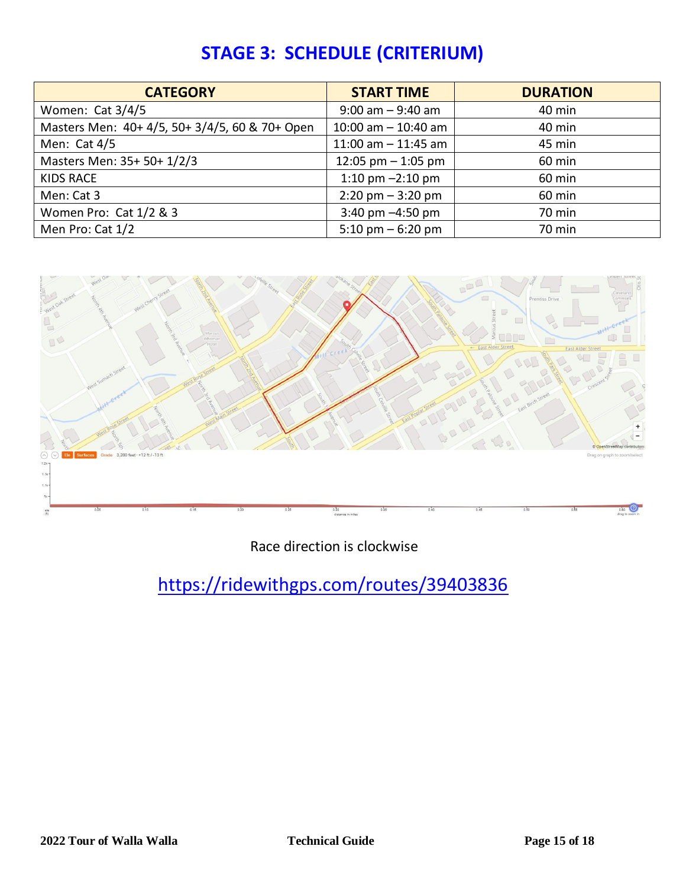# STAGE 3: SCHEDULE (CRITERIUM)

| CATEGORY | START TIME | DURATION |
|---|---|---|
| Women: Cat 3/4/5 | 9:00 am – 9:40 am | 40 min |
| Masters Men: 40+ 4/5, 50+ 3/4/5, 60 & 70+ Open | 10:00 am – 10:40 am | 40 min |
| Men: Cat 4/5 | 11:00 am – 11:45 am | 45 min |
| Masters Men: 35+ 50+ 1/2/3 | 12:05 pm – 1:05 pm | 60 min |
| KIDS RACE | 1:10 pm –2:10 pm | 60 min |
| Men: Cat 3 | 2:20 pm – 3:20 pm | 60 min |
| Women Pro: Cat 1/2 & 3 | 3:40 pm –4:50 pm | 70 min |
| Men Pro: Cat 1/2 | 5:10 pm – 6:20 pm | 70 min |

Race direction is clockwise

https://ridewithgps.com/routes/39403836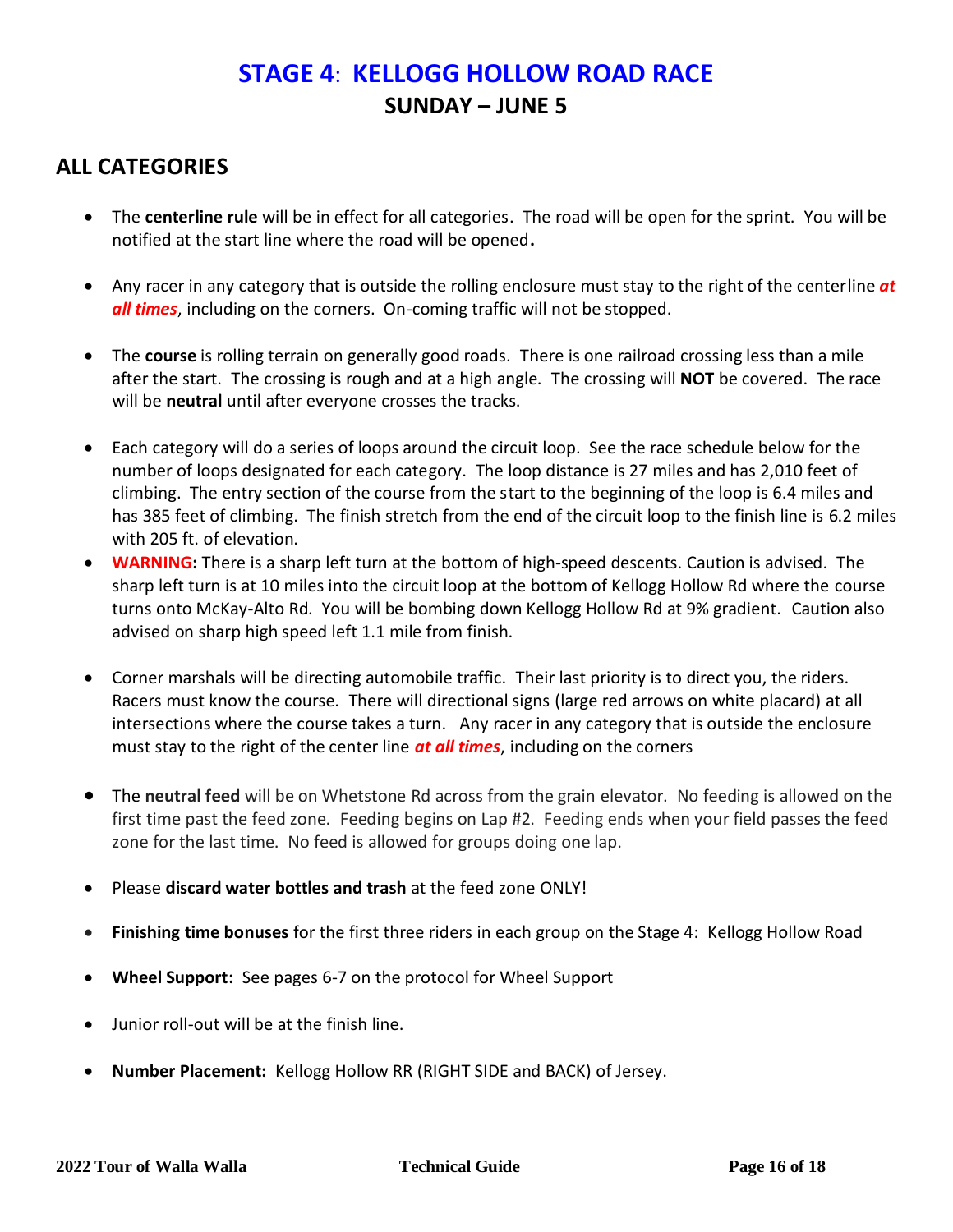# STAGE 4: KELLOGG HOLLOW ROAD RACE

## SUNDAY – JUNE 5

## ALL CATEGORIES

- The **centerline rule** will be in effect for all categories. The road will be open for the sprint. You will be notified at the start line where the road will be opened**.**

- Any racer in any category that is outside the rolling enclosure must stay to the right of the centerline ***at all times***, including on the corners. On-coming traffic will not be stopped.

- The **course** is rolling terrain on generally good roads. There is one railroad crossing less than a mile after the start. The crossing is rough and at a high angle. The crossing will **NOT** be covered. The race will be **neutral** until after everyone crosses the tracks.

- Each category will do a series of loops around the circuit loop. See the race schedule below for the number of loops designated for each category. The loop distance is 27 miles and has 2,010 feet of climbing. The entry section of the course from the start to the beginning of the loop is 6.4 miles and has 385 feet of climbing. The finish stretch from the end of the circuit loop to the finish line is 6.2 miles with 205 ft. of elevation.
- **WARNING:** There is a sharp left turn at the bottom of high-speed descents. Caution is advised. The sharp left turn is at 10 miles into the circuit loop at the bottom of Kellogg Hollow Rd where the course turns onto McKay-Alto Rd. You will be bombing down Kellogg Hollow Rd at 9% gradient. Caution also advised on sharp high speed left 1.1 mile from finish.

- Corner marshals will be directing automobile traffic. Their last priority is to direct you, the riders. Racers must know the course. There will directional signs (large red arrows on white placard) at all intersections where the course takes a turn. Any racer in any category that is outside the enclosure must stay to the right of the center line ***at all times***, including on the corners

- The **neutral feed** will be on Whetstone Rd across from the grain elevator. No feeding is allowed on the first time past the feed zone. Feeding begins on Lap #2. Feeding ends when your field passes the feed zone for the last time. No feed is allowed for groups doing one lap.

- Please **discard water bottles and trash** at the feed zone ONLY!

- **Finishing time bonuses** for the first three riders in each group on the Stage 4: Kellogg Hollow Road

- **Wheel Support:** See pages 6-7 on the protocol for Wheel Support

- Junior roll-out will be at the finish line.

- **Number Placement:** Kellogg Hollow RR (RIGHT SIDE and BACK) of Jersey.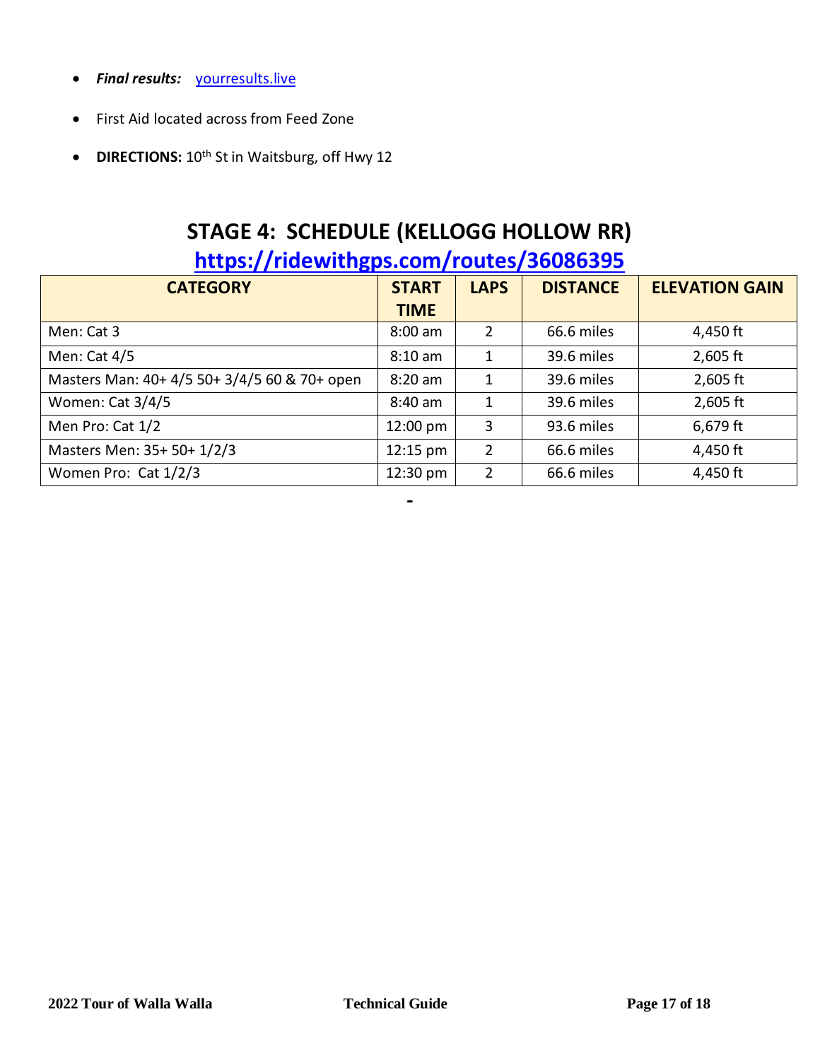- ***Final results:*** yourresults.live
- First Aid located across from Feed Zone
- **DIRECTIONS:** 10th St in Waitsburg, off Hwy 12

## STAGE 4: SCHEDULE (KELLOGG HOLLOW RR)

### https://ridewithgps.com/routes/36086395

| CATEGORY | START TIME | LAPS | DISTANCE | ELEVATION GAIN |
|---|---|---|---|---|
| Men: Cat 3 | 8:00 am | 2 | 66.6 miles | 4,450 ft |
| Men: Cat 4/5 | 8:10 am | 1 | 39.6 miles | 2,605 ft |
| Masters Man: 40+ 4/5 50+ 3/4/5 60 & 70+ open | 8:20 am | 1 | 39.6 miles | 2,605 ft |
| Women: Cat 3/4/5 | 8:40 am | 1 | 39.6 miles | 2,605 ft |
| Men Pro: Cat 1/2 | 12:00 pm | 3 | 93.6 miles | 6,679 ft |
| Masters Men: 35+ 50+ 1/2/3 | 12:15 pm | 2 | 66.6 miles | 4,450 ft |
| Women Pro: Cat 1/2/3 | 12:30 pm | 2 | 66.6 miles | 4,450 ft |

-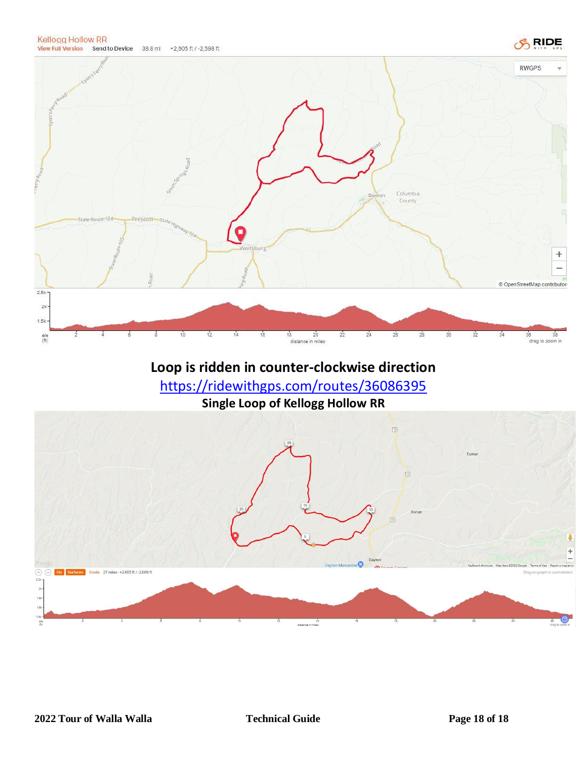Kellogg Hollow RR

View Full Version Send to Device 38.8 mi +2,605 ft / -2,598 ft

**Loop is ridden in counter-clockwise direction**

https://ridewithgps.com/routes/36086395

**Single Loop of Kellogg Hollow RR**